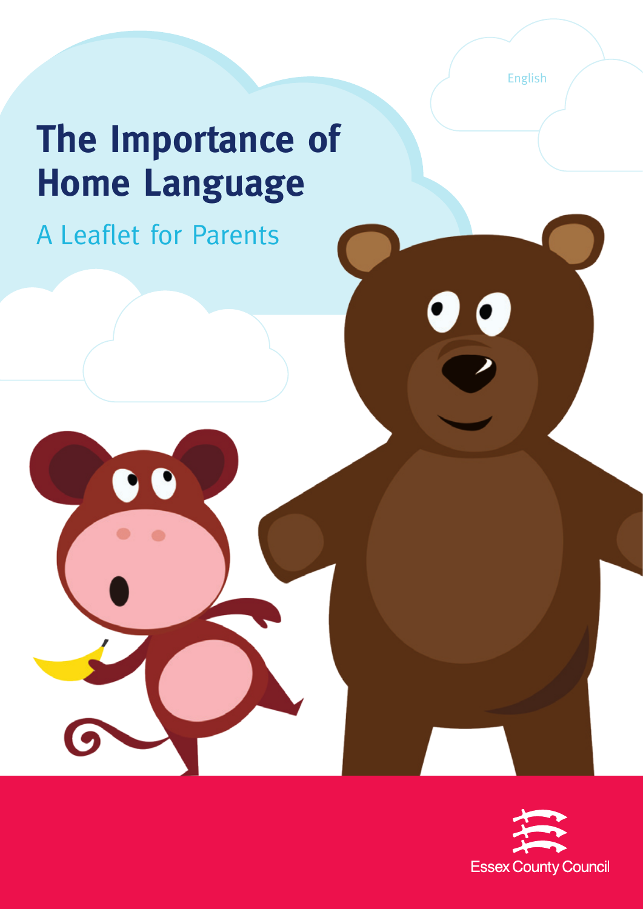English

# The Importance of Home Language

## A Leaflet for Parents

Essex County Council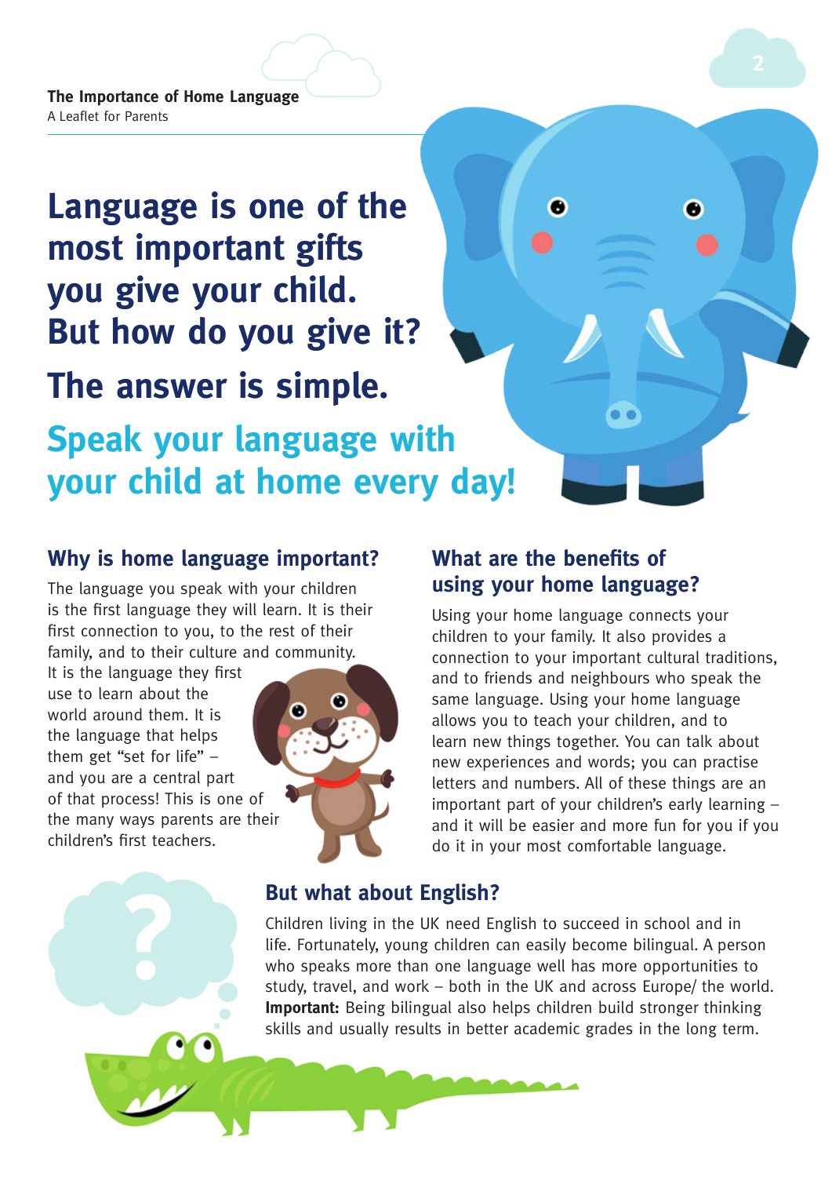# Language is one of the most important gifts you give your child. But how do you give it?

## The answer is simple.

## Speak your language with your child at home every day!

### Why is home language important?

The language you speak with your children is the first language they will learn. It is their first connection to you, to the rest of their family, and to their culture and community. It is the language they first use to learn about the world around them. It is the language that helps them get "set for life" – and you are a central part of that process! This is one of the many ways parents are their children's first teachers.

### What are the benefits of using your home language?

Using your home language connects your children to your family. It also provides a connection to your important cultural traditions, and to friends and neighbours who speak the same language. Using your home language allows you to teach your children, and to learn new things together. You can talk about new experiences and words; you can practise letters and numbers. All of these things are an important part of your children's early learning – and it will be easier and more fun for you if you do it in your most comfortable language.

### But what about English?

Children living in the UK need English to succeed in school and in life. Fortunately, young children can easily become bilingual. A person who speaks more than one language well has more opportunities to study, travel, and work – both in the UK and across Europe/ the world. **Important:** Being bilingual also helps children build stronger thinking skills and usually results in better academic grades in the long term.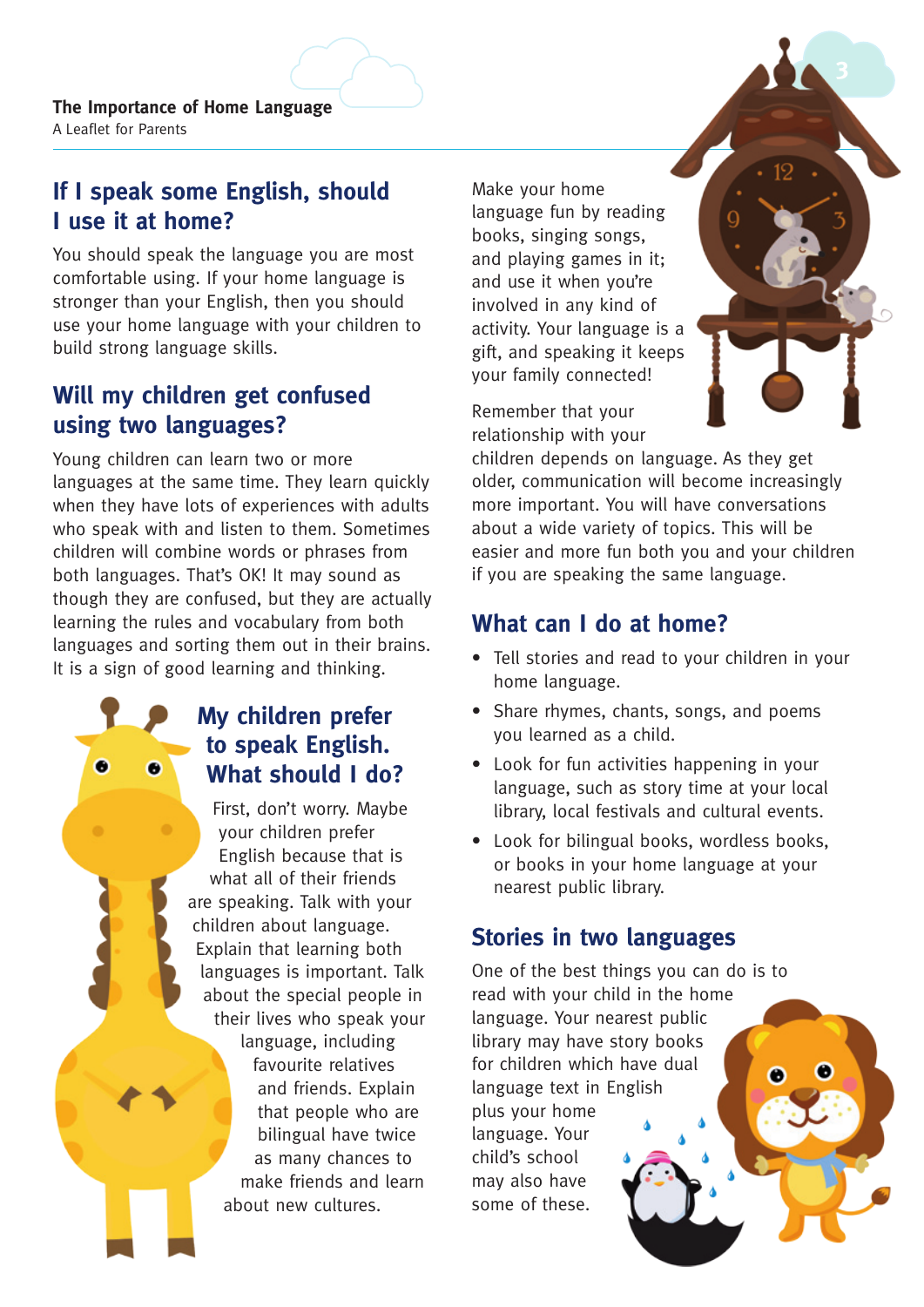## If I speak some English, should I use it at home?

You should speak the language you are most comfortable using. If your home language is stronger than your English, then you should use your home language with your children to build strong language skills.

## Will my children get confused using two languages?

Young children can learn two or more languages at the same time. They learn quickly when they have lots of experiences with adults who speak with and listen to them. Sometimes children will combine words or phrases from both languages. That's OK! It may sound as though they are confused, but they are actually learning the rules and vocabulary from both languages and sorting them out in their brains. It is a sign of good learning and thinking.

## My children prefer to speak English. What should I do?

First, don't worry. Maybe your children prefer English because that is what all of their friends are speaking. Talk with your children about language. Explain that learning both languages is important. Talk about the special people in their lives who speak your language, including favourite relatives and friends. Explain that people who are bilingual have twice as many chances to make friends and learn about new cultures.

Make your home language fun by reading books, singing songs, and playing games in it; and use it when you're involved in any kind of activity. Your language is a gift, and speaking it keeps your family connected!

Remember that your relationship with your children depends on language. As they get older, communication will become increasingly more important. You will have conversations about a wide variety of topics. This will be easier and more fun both you and your children if you are speaking the same language.

## What can I do at home?

- Tell stories and read to your children in your home language.
- Share rhymes, chants, songs, and poems you learned as a child.
- Look for fun activities happening in your language, such as story time at your local library, local festivals and cultural events.
- Look for bilingual books, wordless books, or books in your home language at your nearest public library.

## Stories in two languages

One of the best things you can do is to read with your child in the home language. Your nearest public library may have story books for children which have dual language text in English plus your home language. Your child's school may also have some of these.